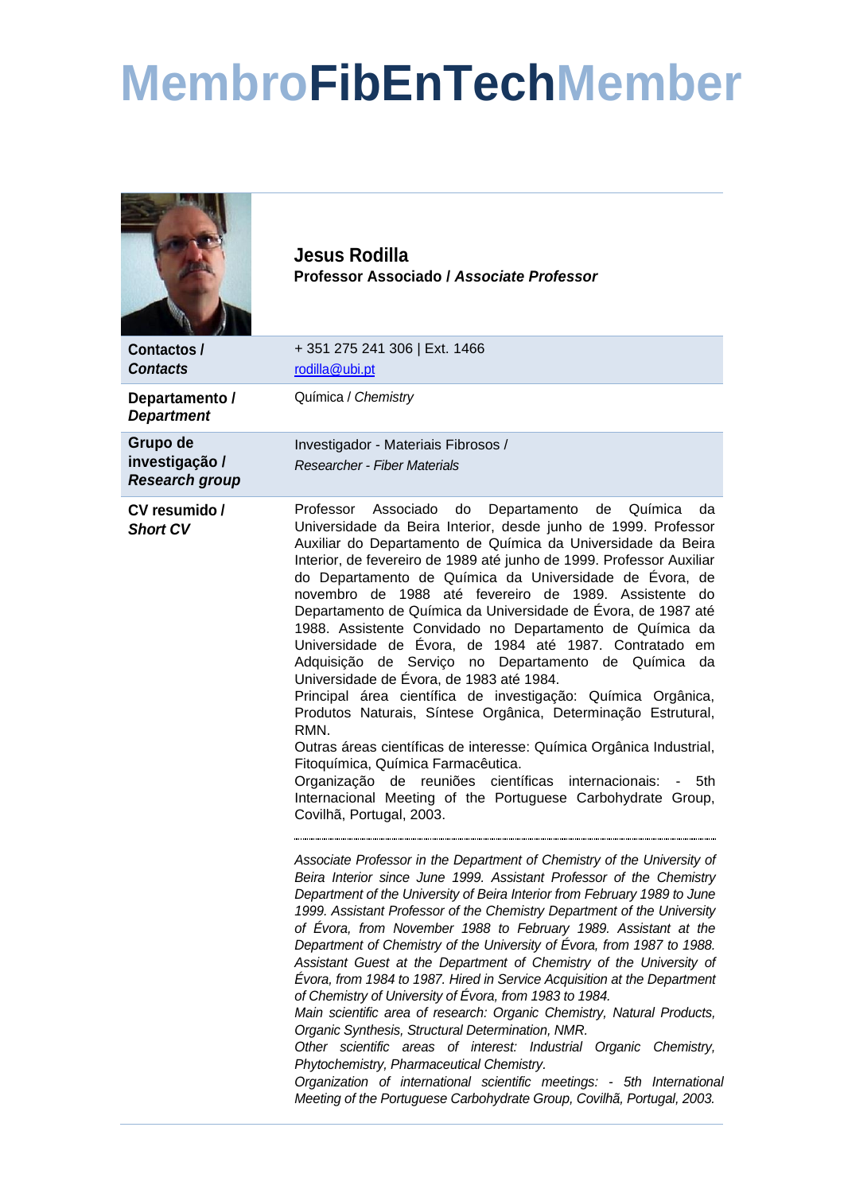# Membro**FibEnTech**Member

**Jesus Rodilla**
**Professor Associado / *Associate Professor***

| | |
|---|---|
| **Contactos / *Contacts*** | + 351 275 241 306 \| Ext. 1466<br>rodilla@ubi.pt |
| **Departamento / *Department*** | Química / *Chemistry* |
| **Grupo de investigação / *Research group*** | Investigador - Materiais Fibrosos /<br>*Researcher - Fiber Materials* |

**CV resumido / *Short CV***

Professor Associado do Departamento de Química da Universidade da Beira Interior, desde junho de 1999. Professor Auxiliar do Departamento de Química da Universidade da Beira Interior, de fevereiro de 1989 até junho de 1999. Professor Auxiliar do Departamento de Química da Universidade de Évora, de novembro de 1988 até fevereiro de 1989. Assistente do Departamento de Química da Universidade de Évora, de 1987 até 1988. Assistente Convidado no Departamento de Química da Universidade de Évora, de 1984 até 1987. Contratado em Adquisição de Serviço no Departamento de Química da Universidade de Évora, de 1983 até 1984.
Principal área científica de investigação: Química Orgânica, Produtos Naturais, Síntese Orgânica, Determinação Estrutural, RMN.
Outras áreas científicas de interesse: Química Orgânica Industrial, Fitoquímica, Química Farmacêutica.
Organização de reuniões científicas internacionais: - 5th Internacional Meeting of the Portuguese Carbohydrate Group, Covilhã, Portugal, 2003.

---

*Associate Professor in the Department of Chemistry of the University of Beira Interior since June 1999. Assistant Professor of the Chemistry Department of the University of Beira Interior from February 1989 to June 1999. Assistant Professor of the Chemistry Department of the University of Évora, from November 1988 to February 1989. Assistant at the Department of Chemistry of the University of Évora, from 1987 to 1988. Assistant Guest at the Department of Chemistry of the University of Évora, from 1984 to 1987. Hired in Service Acquisition at the Department of Chemistry of University of Évora, from 1983 to 1984.*
*Main scientific area of research: Organic Chemistry, Natural Products, Organic Synthesis, Structural Determination, NMR.*
*Other scientific areas of interest: Industrial Organic Chemistry, Phytochemistry, Pharmaceutical Chemistry.*
*Organization of international scientific meetings: - 5th International Meeting of the Portuguese Carbohydrate Group, Covilhã, Portugal, 2003.*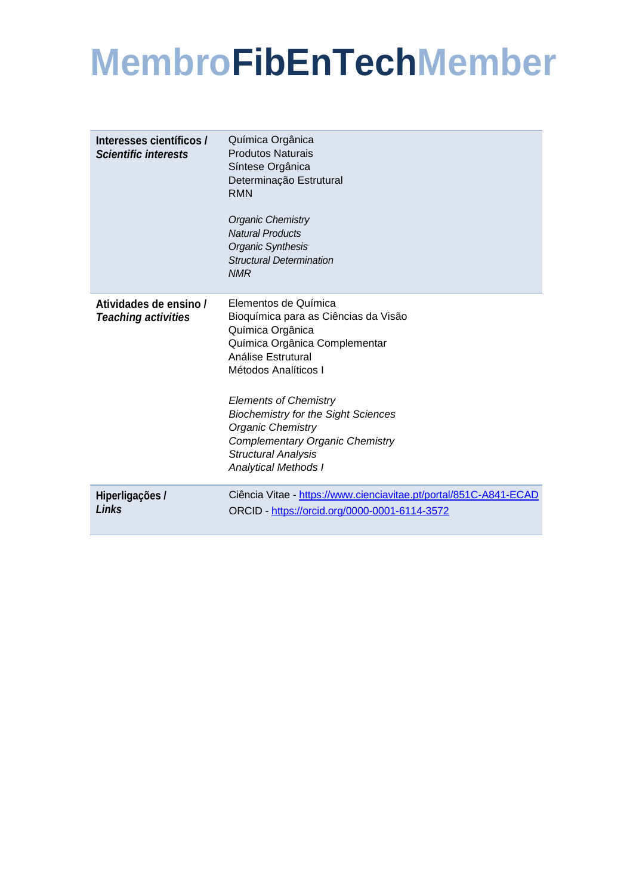# MembroFibEnTechMember

| | |
|---|---|
| **Interesses científicos /** ***Scientific interests*** | Química Orgânica<br>Produtos Naturais<br>Síntese Orgânica<br>Determinação Estrutural<br>RMN<br><br>*Organic Chemistry*<br>*Natural Products*<br>*Organic Synthesis*<br>*Structural Determination*<br>*NMR* |
| **Atividades de ensino /** ***Teaching activities*** | Elementos de Química<br>Bioquímica para as Ciências da Visão<br>Química Orgânica<br>Química Orgânica Complementar<br>Análise Estrutural<br>Métodos Analíticos I<br><br>*Elements of Chemistry*<br>*Biochemistry for the Sight Sciences*<br>*Organic Chemistry*<br>*Complementary Organic Chemistry*<br>*Structural Analysis*<br>*Analytical Methods I* |
| **Hiperligações /** ***Links*** | Ciência Vitae - https://www.cienciavitae.pt/portal/851C-A841-ECAD<br>ORCID - https://orcid.org/0000-0001-6114-3572 |